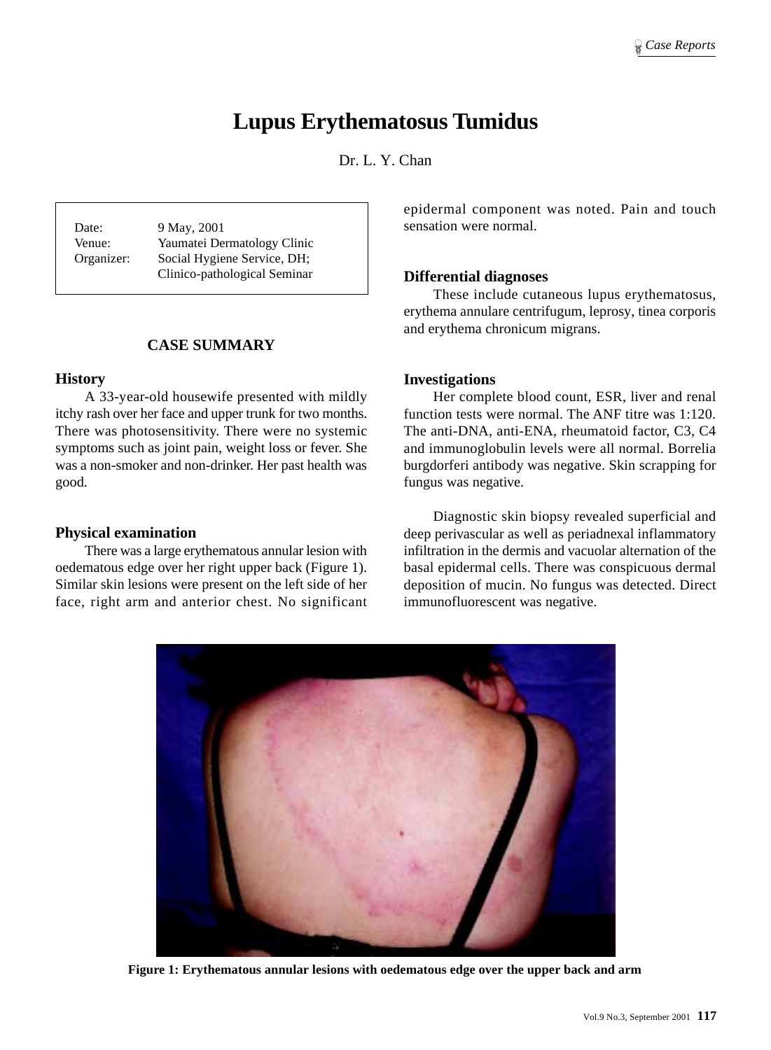# Lupus Erythematosus Tumidus

Dr. L. Y. Chan

| | |
|---|---|
| Date: | 9 May, 2001 |
| Venue: | Yaumatei Dermatology Clinic |
| Organizer: | Social Hygiene Service, DH; Clinico-pathological Seminar |

## CASE SUMMARY

### History

A 33-year-old housewife presented with mildly itchy rash over her face and upper trunk for two months. There was photosensitivity. There were no systemic symptoms such as joint pain, weight loss or fever. She was a non-smoker and non-drinker. Her past health was good.

### Physical examination

There was a large erythematous annular lesion with oedematous edge over her right upper back (Figure 1). Similar skin lesions were present on the left side of her face, right arm and anterior chest. No significant epidermal component was noted. Pain and touch sensation were normal.

### Differential diagnoses

These include cutaneous lupus erythematosus, erythema annulare centrifugum, leprosy, tinea corporis and erythema chronicum migrans.

### Investigations

Her complete blood count, ESR, liver and renal function tests were normal. The ANF titre was 1:120. The anti-DNA, anti-ENA, rheumatoid factor, C3, C4 and immunoglobulin levels were all normal. Borrelia burgdorferi antibody was negative. Skin scrapping for fungus was negative.

Diagnostic skin biopsy revealed superficial and deep perivascular as well as periadnexal inflammatory infiltration in the dermis and vacuolar alternation of the basal epidermal cells. There was conspicuous dermal deposition of mucin. No fungus was detected. Direct immunofluorescent was negative.

**Figure 1: Erythematous annular lesions with oedematous edge over the upper back and arm**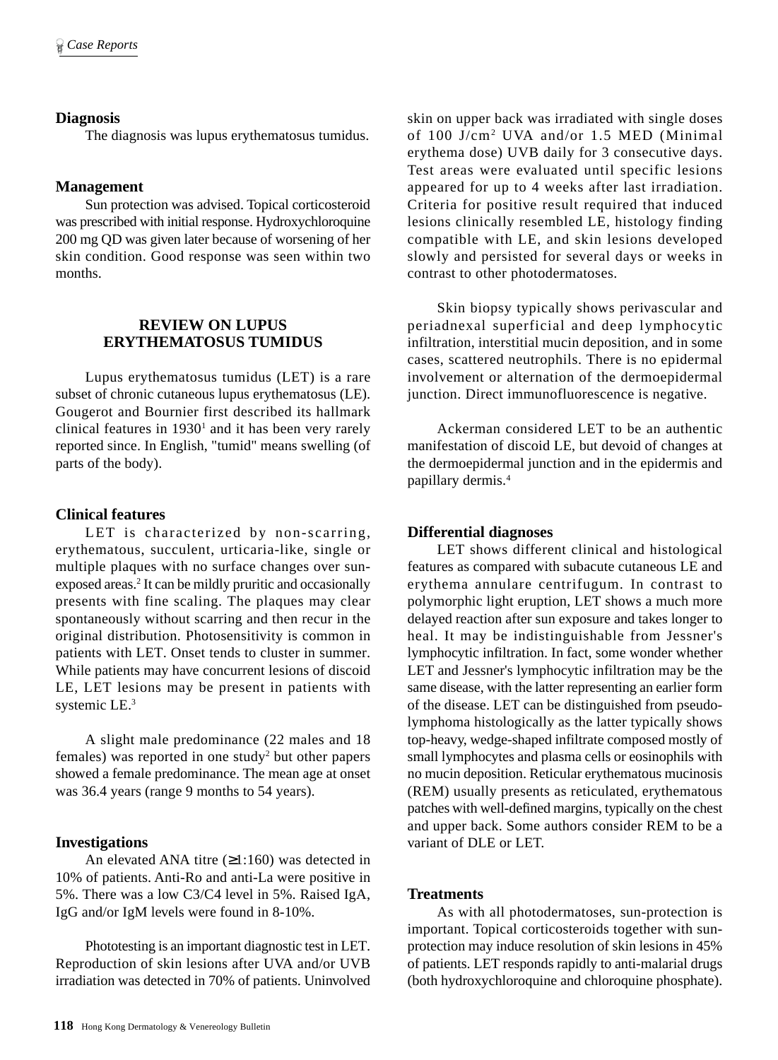## Diagnosis

The diagnosis was lupus erythematosus tumidus.

## Management

Sun protection was advised. Topical corticosteroid was prescribed with initial response. Hydroxychloroquine 200 mg QD was given later because of worsening of her skin condition. Good response was seen within two months.

## REVIEW ON LUPUS ERYTHEMATOSUS TUMIDUS

Lupus erythematosus tumidus (LET) is a rare subset of chronic cutaneous lupus erythematosus (LE). Gougerot and Bournier first described its hallmark clinical features in 1930[1] and it has been very rarely reported since. In English, "tumid" means swelling (of parts of the body).

### Clinical features

LET is characterized by non-scarring, erythematous, succulent, urticaria-like, single or multiple plaques with no surface changes over sun-exposed areas.[2] It can be mildly pruritic and occasionally presents with fine scaling. The plaques may clear spontaneously without scarring and then recur in the original distribution. Photosensitivity is common in patients with LET. Onset tends to cluster in summer. While patients may have concurrent lesions of discoid LE, LET lesions may be present in patients with systemic LE.[3]

A slight male predominance (22 males and 18 females) was reported in one study[2] but other papers showed a female predominance. The mean age at onset was 36.4 years (range 9 months to 54 years).

### Investigations

An elevated ANA titre (≥1:160) was detected in 10% of patients. Anti-Ro and anti-La were positive in 5%. There was a low C3/C4 level in 5%. Raised IgA, IgG and/or IgM levels were found in 8-10%.

Phototesting is an important diagnostic test in LET. Reproduction of skin lesions after UVA and/or UVB irradiation was detected in 70% of patients. Uninvolved skin on upper back was irradiated with single doses of 100 J/cm$^2$ UVA and/or 1.5 MED (Minimal erythema dose) UVB daily for 3 consecutive days. Test areas were evaluated until specific lesions appeared for up to 4 weeks after last irradiation. Criteria for positive result required that induced lesions clinically resembled LE, histology finding compatible with LE, and skin lesions developed slowly and persisted for several days or weeks in contrast to other photodermatoses.

Skin biopsy typically shows perivascular and periadnexal superficial and deep lymphocytic infiltration, interstitial mucin deposition, and in some cases, scattered neutrophils. There is no epidermal involvement or alternation of the dermoepidermal junction. Direct immunofluorescence is negative.

Ackerman considered LET to be an authentic manifestation of discoid LE, but devoid of changes at the dermoepidermal junction and in the epidermis and papillary dermis.[4]

### Differential diagnoses

LET shows different clinical and histological features as compared with subacute cutaneous LE and erythema annulare centrifugum. In contrast to polymorphic light eruption, LET shows a much more delayed reaction after sun exposure and takes longer to heal. It may be indistinguishable from Jessner's lymphocytic infiltration. In fact, some wonder whether LET and Jessner's lymphocytic infiltration may be the same disease, with the latter representing an earlier form of the disease. LET can be distinguished from pseudo-lymphoma histologically as the latter typically shows top-heavy, wedge-shaped infiltrate composed mostly of small lymphocytes and plasma cells or eosinophils with no mucin deposition. Reticular erythematous mucinosis (REM) usually presents as reticulated, erythematous patches with well-defined margins, typically on the chest and upper back. Some authors consider REM to be a variant of DLE or LET.

### Treatments

As with all photodermatoses, sun-protection is important. Topical corticosteroids together with sun-protection may induce resolution of skin lesions in 45% of patients. LET responds rapidly to anti-malarial drugs (both hydroxychloroquine and chloroquine phosphate).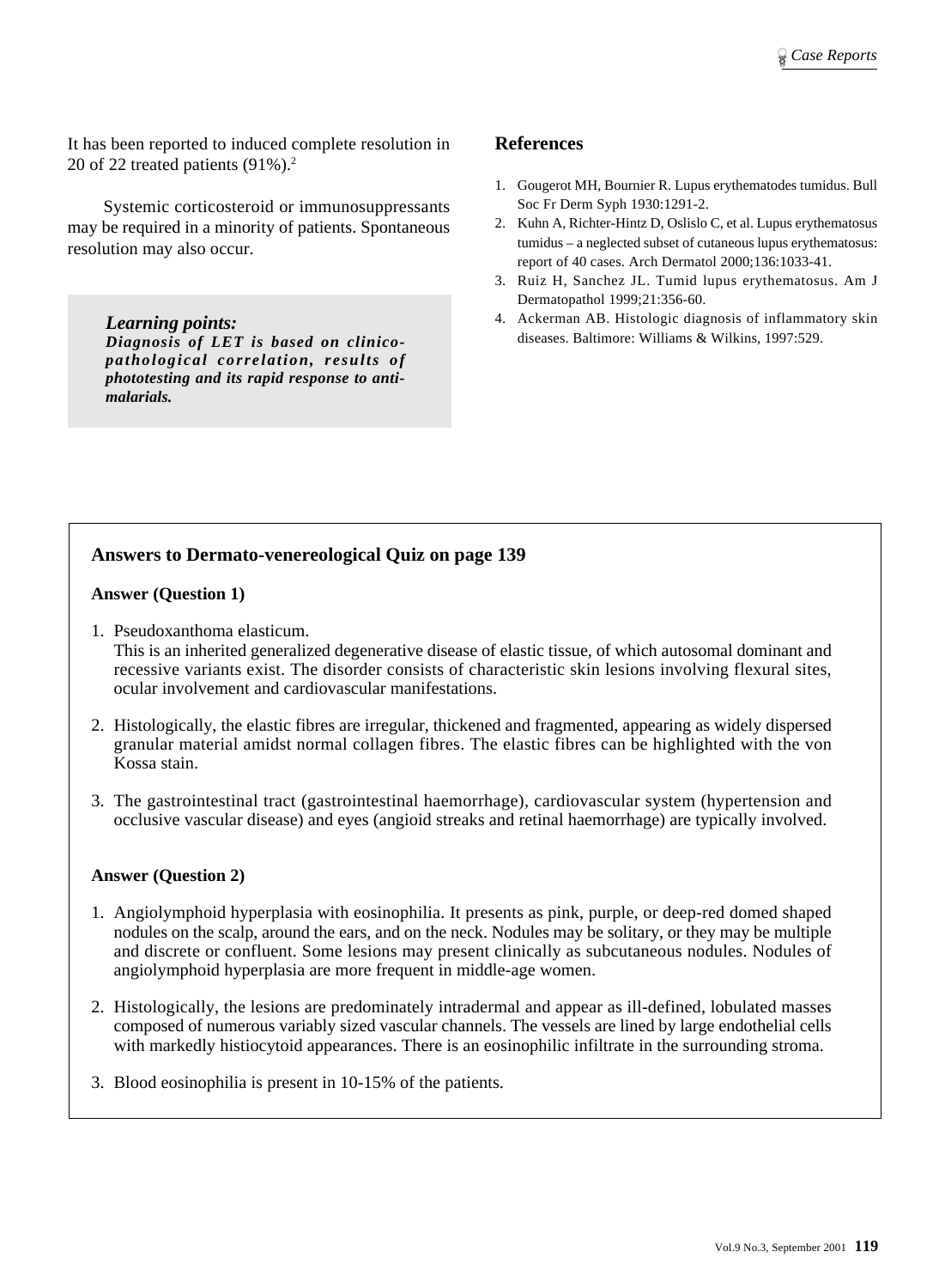It has been reported to induced complete resolution in 20 of 22 treated patients (91%).[2]

Systemic corticosteroid or immunosuppressants may be required in a minority of patients. Spontaneous resolution may also occur.

> ***Learning points:***
> ***Diagnosis of LET is based on clinico-pathological correlation, results of phototesting and its rapid response to anti-malarials.***

## References

1. Gougerot MH, Bournier R. Lupus erythematodes tumidus. Bull Soc Fr Derm Syph 1930:1291-2.
2. Kuhn A, Richter-Hintz D, Oslislo C, et al. Lupus erythematosus tumidus – a neglected subset of cutaneous lupus erythematosus: report of 40 cases. Arch Dermatol 2000;136:1033-41.
3. Ruiz H, Sanchez JL. Tumid lupus erythematosus. Am J Dermatopathol 1999;21:356-60.
4. Ackerman AB. Histologic diagnosis of inflammatory skin diseases. Baltimore: Williams & Wilkins, 1997:529.

## Answers to Dermato-venereological Quiz on page 139

### Answer (Question 1)

1. Pseudoxanthoma elasticum.
   This is an inherited generalized degenerative disease of elastic tissue, of which autosomal dominant and recessive variants exist. The disorder consists of characteristic skin lesions involving flexural sites, ocular involvement and cardiovascular manifestations.

2. Histologically, the elastic fibres are irregular, thickened and fragmented, appearing as widely dispersed granular material amidst normal collagen fibres. The elastic fibres can be highlighted with the von Kossa stain.

3. The gastrointestinal tract (gastrointestinal haemorrhage), cardiovascular system (hypertension and occlusive vascular disease) and eyes (angioid streaks and retinal haemorrhage) are typically involved.

### Answer (Question 2)

1. Angiolymphoid hyperplasia with eosinophilia. It presents as pink, purple, or deep-red domed shaped nodules on the scalp, around the ears, and on the neck. Nodules may be solitary, or they may be multiple and discrete or confluent. Some lesions may present clinically as subcutaneous nodules. Nodules of angiolymphoid hyperplasia are more frequent in middle-age women.

2. Histologically, the lesions are predominately intradermal and appear as ill-defined, lobulated masses composed of numerous variably sized vascular channels. The vessels are lined by large endothelial cells with markedly histiocytoid appearances. There is an eosinophilic infiltrate in the surrounding stroma.

3. Blood eosinophilia is present in 10-15% of the patients.